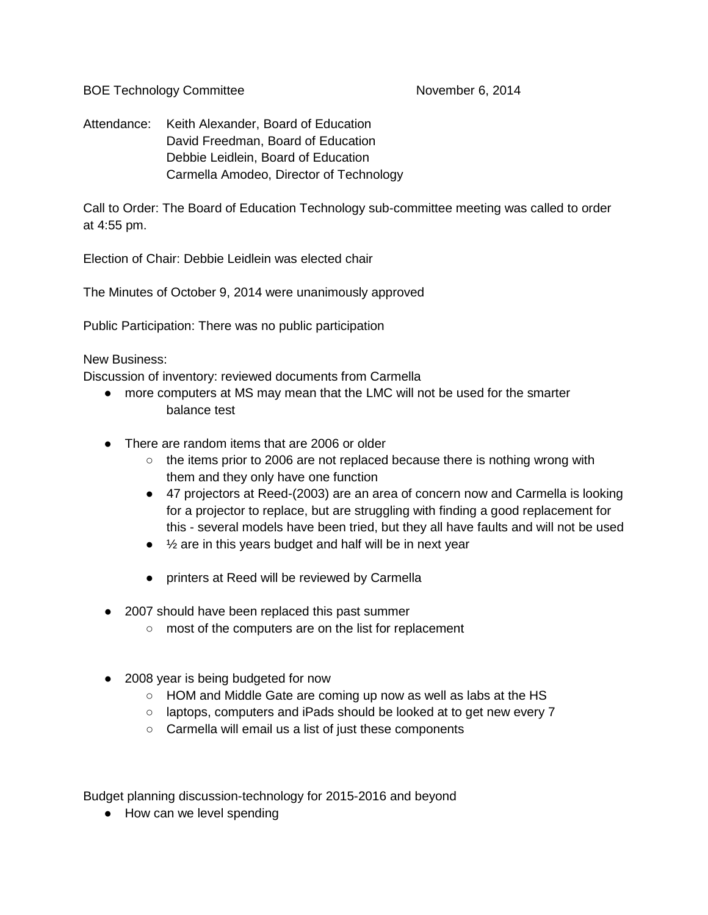BOE Technology Committee November 6, 2014

Attendance: Keith Alexander, Board of Education
David Freedman, Board of Education
Debbie Leidlein, Board of Education
Carmella Amodeo, Director of Technology

Call to Order: The Board of Education Technology sub-committee meeting was called to order at 4:55 pm.

Election of Chair: Debbie Leidlein was elected chair

The Minutes of October 9, 2014 were unanimously approved

Public Participation: There was no public participation

New Business:
Discussion of inventory: reviewed documents from Carmella

- more computers at MS may mean that the LMC will not be used for the smarter balance test
- There are random items that are 2006 or older
  - the items prior to 2006 are not replaced because there is nothing wrong with them and they only have one function
  - 47 projectors at Reed-(2003) are an area of concern now and Carmella is looking for a projector to replace, but are struggling with finding a good replacement for this - several models have been tried, but they all have faults and will not be used
  - ½ are in this years budget and half will be in next year
  - printers at Reed will be reviewed by Carmella
- 2007 should have been replaced this past summer
  - most of the computers are on the list for replacement
- 2008 year is being budgeted for now
  - HOM and Middle Gate are coming up now as well as labs at the HS
  - laptops, computers and iPads should be looked at to get new every 7
  - Carmella will email us a list of just these components

Budget planning discussion-technology for 2015-2016 and beyond

- How can we level spending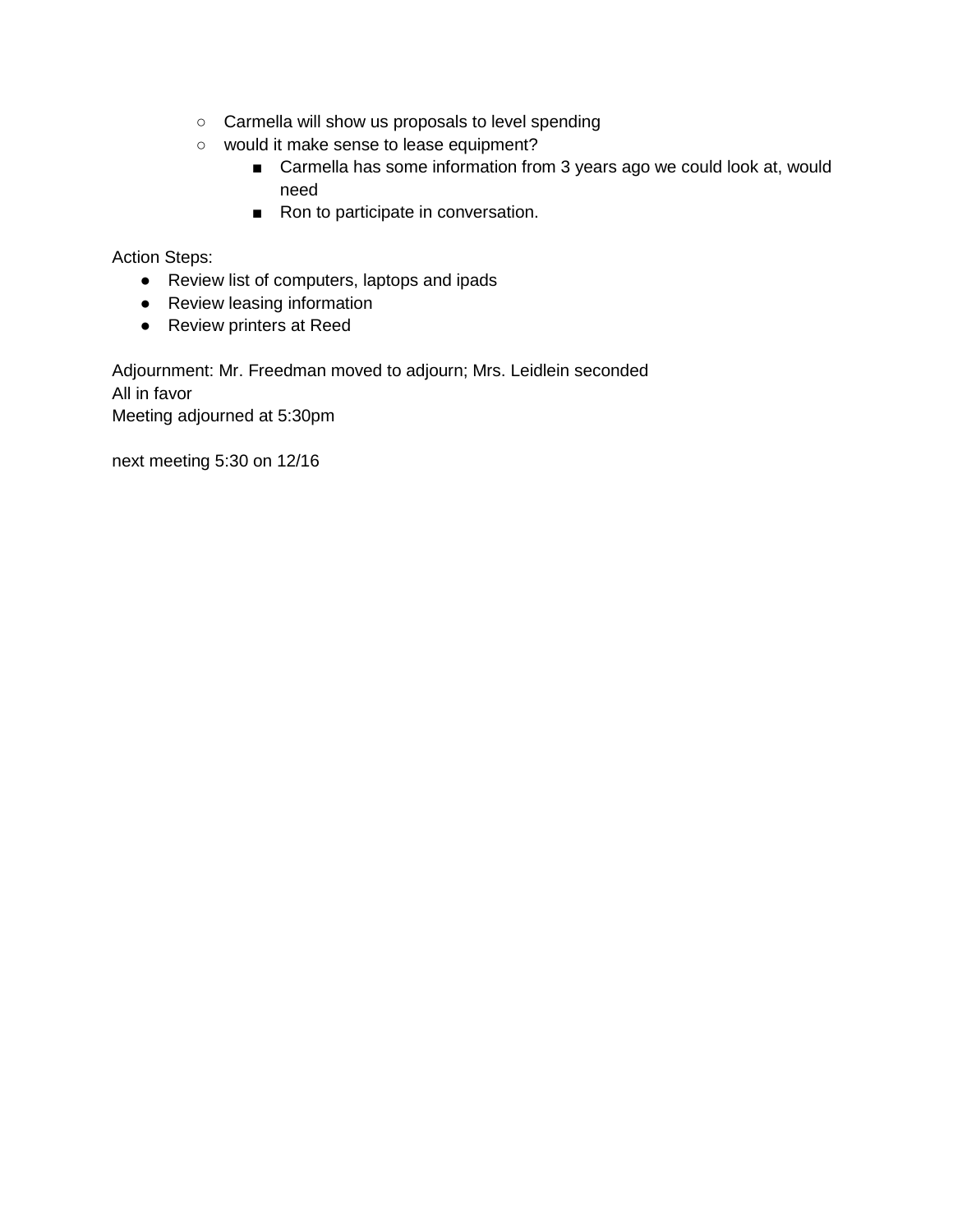- Carmella will show us proposals to level spending
  - would it make sense to lease equipment?
    - Carmella has some information from 3 years ago we could look at, would need
    - Ron to participate in conversation.

Action Steps:

- Review list of computers, laptops and ipads
- Review leasing information
- Review printers at Reed

Adjournment: Mr. Freedman moved to adjourn; Mrs. Leidlein seconded
All in favor
Meeting adjourned at 5:30pm

next meeting 5:30 on 12/16